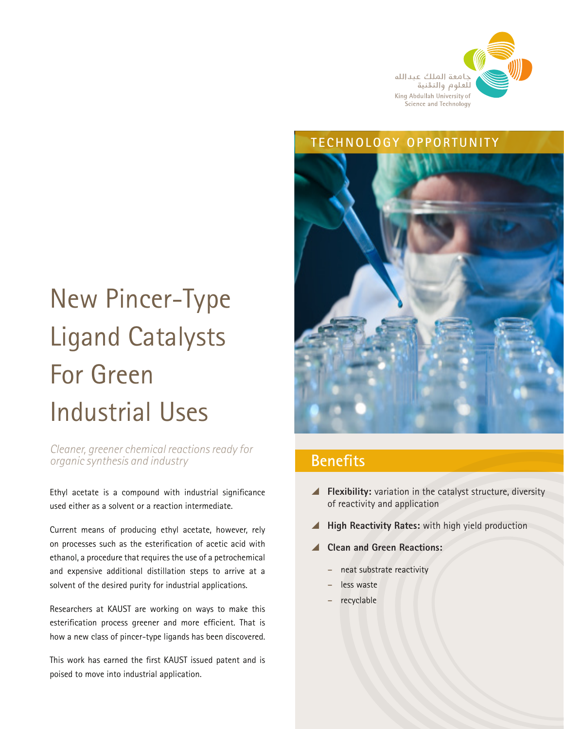جامعة الملك عبدالله
للعلوم والتقنية
King Abdullah University of
Science and Technology

TECHNOLOGY OPPORTUNITY

# New Pincer-Type Ligand Catalysts For Green Industrial Uses

*Cleaner, greener chemical reactions ready for organic synthesis and industry*

Ethyl acetate is a compound with industrial significance used either as a solvent or a reaction intermediate.

Current means of producing ethyl acetate, however, rely on processes such as the esterification of acetic acid with ethanol, a procedure that requires the use of a petrochemical and expensive additional distillation steps to arrive at a solvent of the desired purity for industrial applications.

Researchers at KAUST are working on ways to make this esterification process greener and more efficient. That is how a new class of pincer-type ligands has been discovered.

This work has earned the first KAUST issued patent and is poised to move into industrial application.

## Benefits

- **Flexibility:** variation in the catalyst structure, diversity of reactivity and application
- **High Reactivity Rates:** with high yield production
- **Clean and Green Reactions:**
  - neat substrate reactivity
  - less waste
  - recyclable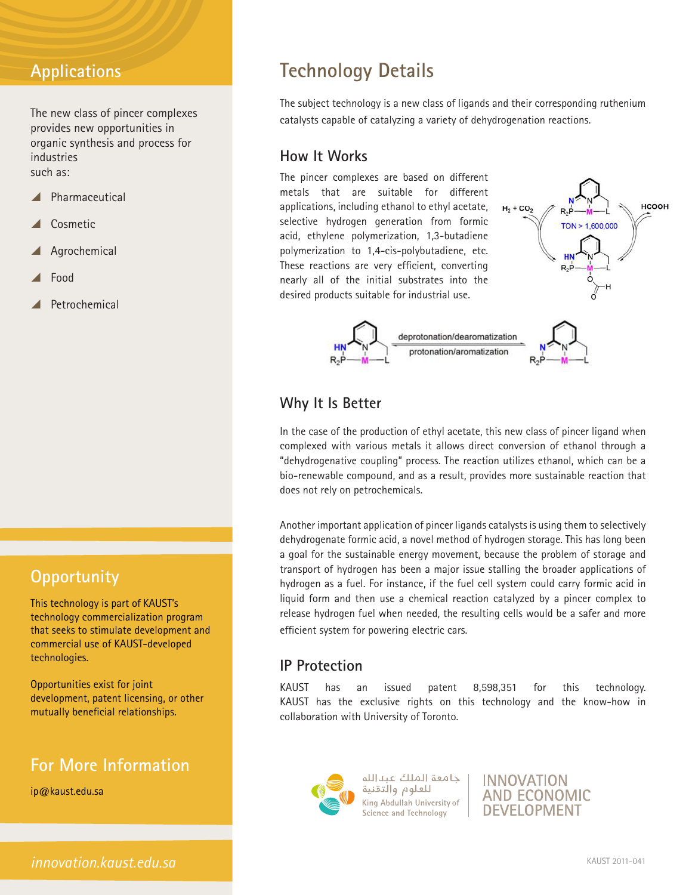## Applications

The new class of pincer complexes provides new opportunities in organic synthesis and process for industries such as:

- Pharmaceutical
- Cosmetic
- Agrochemical
- Food
- Petrochemical

## Opportunity

This technology is part of KAUST's technology commercialization program that seeks to stimulate development and commercial use of KAUST-developed technologies.

Opportunities exist for joint development, patent licensing, or other mutually beneficial relationships.

## For More Information

ip@kaust.edu.sa

*innovation.kaust.edu.sa*

# Technology Details

The subject technology is a new class of ligands and their corresponding ruthenium catalysts capable of catalyzing a variety of dehydrogenation reactions.

## How It Works

The pincer complexes are based on different metals that are suitable for different applications, including ethanol to ethyl acetate, selective hydrogen generation from formic acid, ethylene polymerization, 1,3-butadiene polymerization to 1,4-cis-polybutadiene, etc. These reactions are very efficient, converting nearly all of the initial substrates into the desired products suitable for industrial use.

$H_2 + CO_2$

HCOOH

TON > 1,600,000

deprotonation/dearomatization

protonation/aromatization

## Why It Is Better

In the case of the production of ethyl acetate, this new class of pincer ligand when complexed with various metals it allows direct conversion of ethanol through a "dehydrogenative coupling" process. The reaction utilizes ethanol, which can be a bio-renewable compound, and as a result, provides more sustainable reaction that does not rely on petrochemicals.

Another important application of pincer ligands catalysts is using them to selectively dehydrogenate formic acid, a novel method of hydrogen storage. This has long been a goal for the sustainable energy movement, because the problem of storage and transport of hydrogen has been a major issue stalling the broader applications of hydrogen as a fuel. For instance, if the fuel cell system could carry formic acid in liquid form and then use a chemical reaction catalyzed by a pincer complex to release hydrogen fuel when needed, the resulting cells would be a safer and more efficient system for powering electric cars.

## IP Protection

KAUST has an issued patent 8,598,351 for this technology. KAUST has the exclusive rights on this technology and the know-how in collaboration with University of Toronto.

جامعة الملك عبدالله للعلوم والتقنية
King Abdullah University of Science and Technology

INNOVATION AND ECONOMIC DEVELOPMENT

KAUST 2011-041